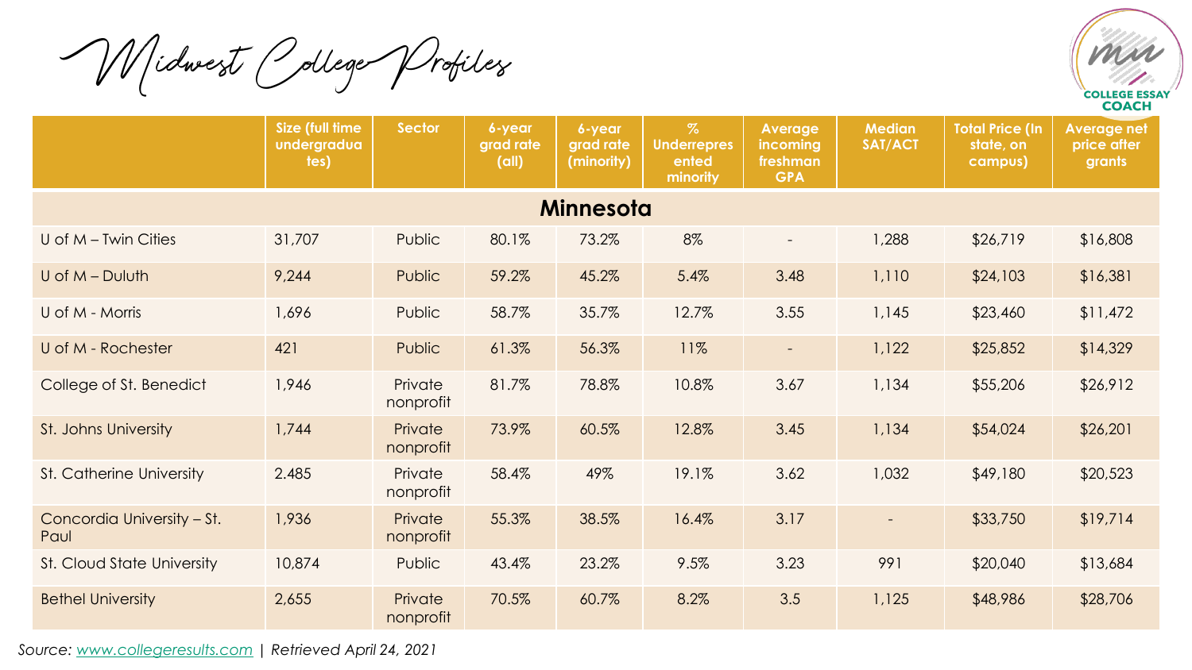# Midwest College Profiles

| | Size (full time undergraduates) | Sector | 6-year grad rate (all) | 6-year grad rate (minority) | % Underrepresented minority | Average incoming freshman GPA | Median SAT/ACT | Total Price (In state, on campus) | Average net price after grants |
|---|---|---|---|---|---|---|---|---|---|
| **Minnesota** | | | | | | | | | |
| U of M – Twin Cities | 31,707 | Public | 80.1% | 73.2% | 8% | - | 1,288 | $26,719 | $16,808 |
| U of M – Duluth | 9,244 | Public | 59.2% | 45.2% | 5.4% | 3.48 | 1,110 | $24,103 | $16,381 |
| U of M - Morris | 1,696 | Public | 58.7% | 35.7% | 12.7% | 3.55 | 1,145 | $23,460 | $11,472 |
| U of M - Rochester | 421 | Public | 61.3% | 56.3% | 11% | - | 1,122 | $25,852 | $14,329 |
| College of St. Benedict | 1,946 | Private nonprofit | 81.7% | 78.8% | 10.8% | 3.67 | 1,134 | $55,206 | $26,912 |
| St. Johns University | 1,744 | Private nonprofit | 73.9% | 60.5% | 12.8% | 3.45 | 1,134 | $54,024 | $26,201 |
| St. Catherine University | 2.485 | Private nonprofit | 58.4% | 49% | 19.1% | 3.62 | 1,032 | $49,180 | $20,523 |
| Concordia University – St. Paul | 1,936 | Private nonprofit | 55.3% | 38.5% | 16.4% | 3.17 | - | $33,750 | $19,714 |
| St. Cloud State University | 10,874 | Public | 43.4% | 23.2% | 9.5% | 3.23 | 991 | $20,040 | $13,684 |
| Bethel University | 2,655 | Private nonprofit | 70.5% | 60.7% | 8.2% | 3.5 | 1,125 | $48,986 | $28,706 |

*Source: www.collegeresults.com | Retrieved April 24, 2021*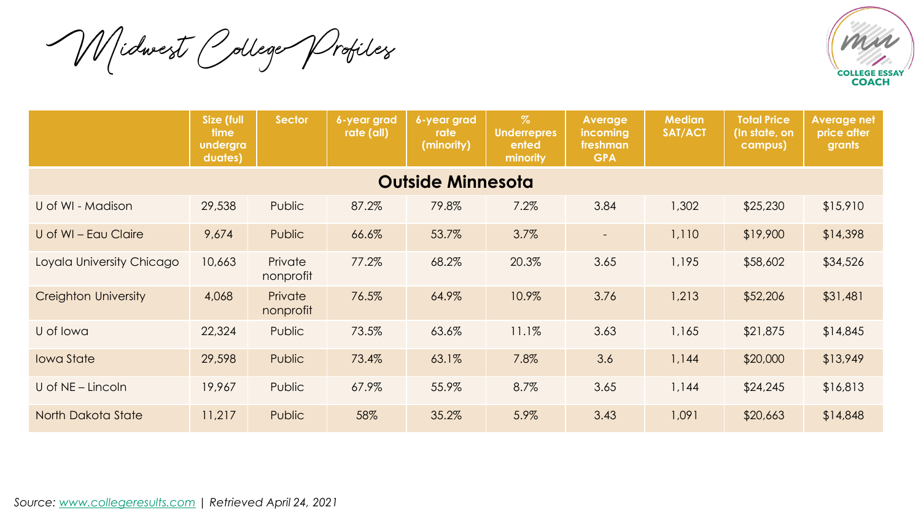# Midwest College Profiles

| | Size (full time undergraduates) | Sector | 6-year grad rate (all) | 6-year grad rate (minority) | % Underrepresented minority | Average incoming freshman GPA | Median SAT/ACT | Total Price (In state, on campus) | Average net price after grants |
|---|---|---|---|---|---|---|---|---|---|
| **Outside Minnesota** | | | | | | | | | |
| U of WI - Madison | 29,538 | Public | 87.2% | 79.8% | 7.2% | 3.84 | 1,302 | $25,230 | $15,910 |
| U of WI – Eau Claire | 9,674 | Public | 66.6% | 53.7% | 3.7% | - | 1,110 | $19,900 | $14,398 |
| Loyala University Chicago | 10,663 | Private nonprofit | 77.2% | 68.2% | 20.3% | 3.65 | 1,195 | $58,602 | $34,526 |
| Creighton University | 4,068 | Private nonprofit | 76.5% | 64.9% | 10.9% | 3.76 | 1,213 | $52,206 | $31,481 |
| U of Iowa | 22,324 | Public | 73.5% | 63.6% | 11.1% | 3.63 | 1,165 | $21,875 | $14,845 |
| Iowa State | 29,598 | Public | 73.4% | 63.1% | 7.8% | 3.6 | 1,144 | $20,000 | $13,949 |
| U of NE – Lincoln | 19,967 | Public | 67.9% | 55.9% | 8.7% | 3.65 | 1,144 | $24,245 | $16,813 |
| North Dakota State | 11,217 | Public | 58% | 35.2% | 5.9% | 3.43 | 1,091 | $20,663 | $14,848 |

*Source: www.collegeresults.com | Retrieved April 24, 2021*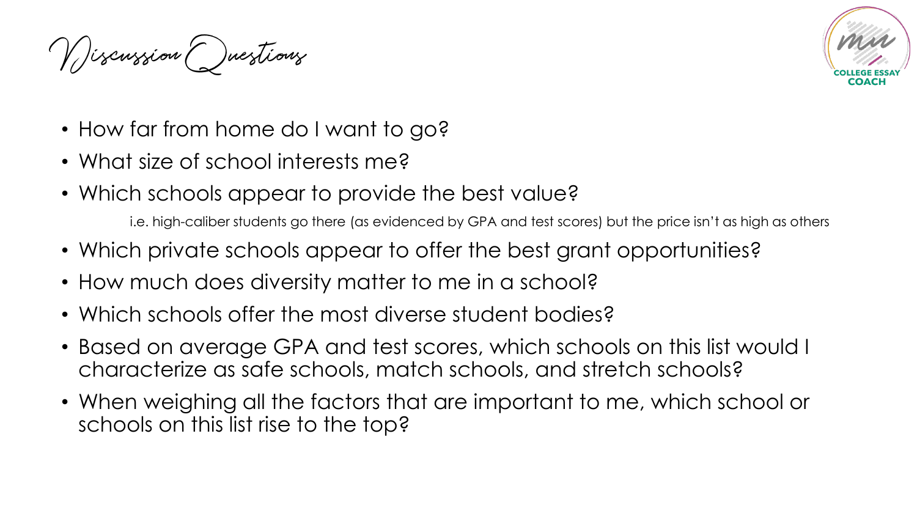# Discussion Questions

- How far from home do I want to go?
- What size of school interests me?
- Which schools appear to provide the best value?

  i.e. high-caliber students go there (as evidenced by GPA and test scores) but the price isn't as high as others

- Which private schools appear to offer the best grant opportunities?
- How much does diversity matter to me in a school?
- Which schools offer the most diverse student bodies?
- Based on average GPA and test scores, which schools on this list would I characterize as safe schools, match schools, and stretch schools?
- When weighing all the factors that are important to me, which school or schools on this list rise to the top?